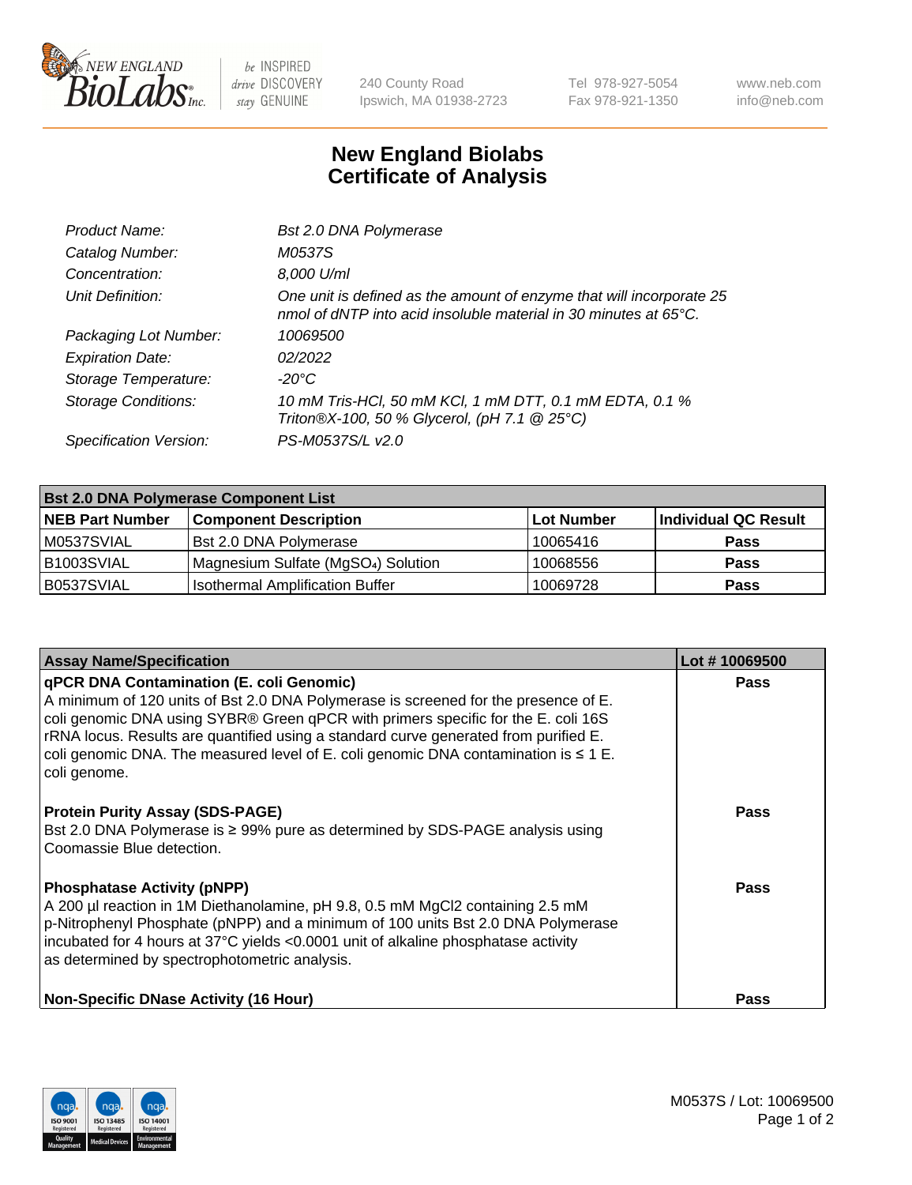New England BioLabs Inc. — be INSPIRED drive DISCOVERY stay GENUINE

240 County Road
Ipswich, MA 01938-2723

Tel 978-927-5054
Fax 978-921-1350

www.neb.com
info@neb.com

# New England Biolabs Certificate of Analysis

| | |
|---|---|
| *Product Name:* | *Bst 2.0 DNA Polymerase* |
| *Catalog Number:* | *M0537S* |
| *Concentration:* | *8,000 U/ml* |
| *Unit Definition:* | *One unit is defined as the amount of enzyme that will incorporate 25 nmol of dNTP into acid insoluble material in 30 minutes at 65°C.* |
| *Packaging Lot Number:* | *10069500* |
| *Expiration Date:* | *02/2022* |
| *Storage Temperature:* | *-20°C* |
| *Storage Conditions:* | *10 mM Tris-HCl, 50 mM KCl, 1 mM DTT, 0.1 mM EDTA, 0.1 % Triton®X-100, 50 % Glycerol, (pH 7.1 @ 25°C)* |
| *Specification Version:* | *PS-M0537S/L v2.0* |

| **Bst 2.0 DNA Polymerase Component List** | | | |
|---|---|---|---|
| **NEB Part Number** | **Component Description** | **Lot Number** | **Individual QC Result** |
| M0537SVIAL | Bst 2.0 DNA Polymerase | 10065416 | **Pass** |
| B1003SVIAL | Magnesium Sulfate ($MgSO_4$) Solution | 10068556 | **Pass** |
| B0537SVIAL | Isothermal Amplification Buffer | 10069728 | **Pass** |

| **Assay Name/Specification** | **Lot # 10069500** |
|---|---|
| **qPCR DNA Contamination (E. coli Genomic)** A minimum of 120 units of Bst 2.0 DNA Polymerase is screened for the presence of E. coli genomic DNA using SYBR® Green qPCR with primers specific for the E. coli 16S rRNA locus. Results are quantified using a standard curve generated from purified E. coli genomic DNA. The measured level of E. coli genomic DNA contamination is ≤ 1 E. coli genome. | **Pass** |
| **Protein Purity Assay (SDS-PAGE)** Bst 2.0 DNA Polymerase is ≥ 99% pure as determined by SDS-PAGE analysis using Coomassie Blue detection. | **Pass** |
| **Phosphatase Activity (pNPP)** A 200 µl reaction in 1M Diethanolamine, pH 9.8, 0.5 mM MgCl2 containing 2.5 mM p-Nitrophenyl Phosphate (pNPP) and a minimum of 100 units Bst 2.0 DNA Polymerase incubated for 4 hours at 37°C yields <0.0001 unit of alkaline phosphatase activity as determined by spectrophotometric analysis. | **Pass** |
| **Non-Specific DNase Activity (16 Hour)** | **Pass** |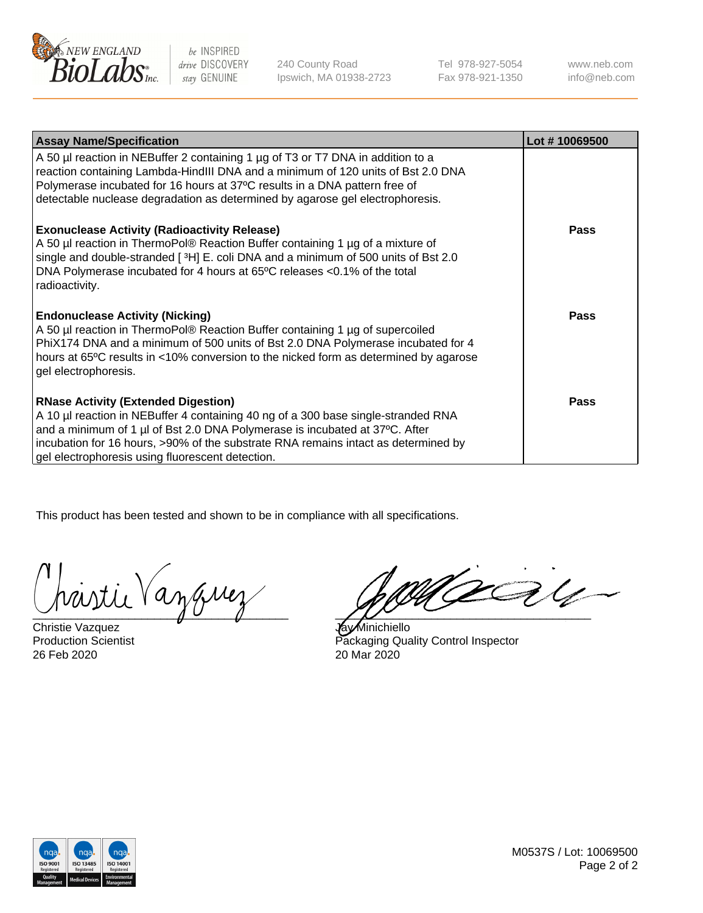| Assay Name/Specification | Lot # 10069500 |
|---|---|
| A 50 µl reaction in NEBuffer 2 containing 1 µg of T3 or T7 DNA in addition to a reaction containing Lambda-HindIII DNA and a minimum of 120 units of Bst 2.0 DNA Polymerase incubated for 16 hours at 37ºC results in a DNA pattern free of detectable nuclease degradation as determined by agarose gel electrophoresis. | |
| **Exonuclease Activity (Radioactivity Release)**<br>A 50 µl reaction in ThermoPol® Reaction Buffer containing 1 µg of a mixture of single and double-stranded [ $^3$H] E. coli DNA and a minimum of 500 units of Bst 2.0 DNA Polymerase incubated for 4 hours at 65ºC releases <0.1% of the total radioactivity. | **Pass** |
| **Endonuclease Activity (Nicking)**<br>A 50 µl reaction in ThermoPol® Reaction Buffer containing 1 µg of supercoiled PhiX174 DNA and a minimum of 500 units of Bst 2.0 DNA Polymerase incubated for 4 hours at 65ºC results in <10% conversion to the nicked form as determined by agarose gel electrophoresis. | **Pass** |
| **RNase Activity (Extended Digestion)**<br>A 10 µl reaction in NEBuffer 4 containing 40 ng of a 300 base single-stranded RNA and a minimum of 1 µl of Bst 2.0 DNA Polymerase is incubated at 37ºC. After incubation for 16 hours, >90% of the substrate RNA remains intact as determined by gel electrophoresis using fluorescent detection. | **Pass** |

This product has been tested and shown to be in compliance with all specifications.

Christie Vazquez
Production Scientist
26 Feb 2020

Jay Minichiello
Packaging Quality Control Inspector
20 Mar 2020

M0537S / Lot: 10069500